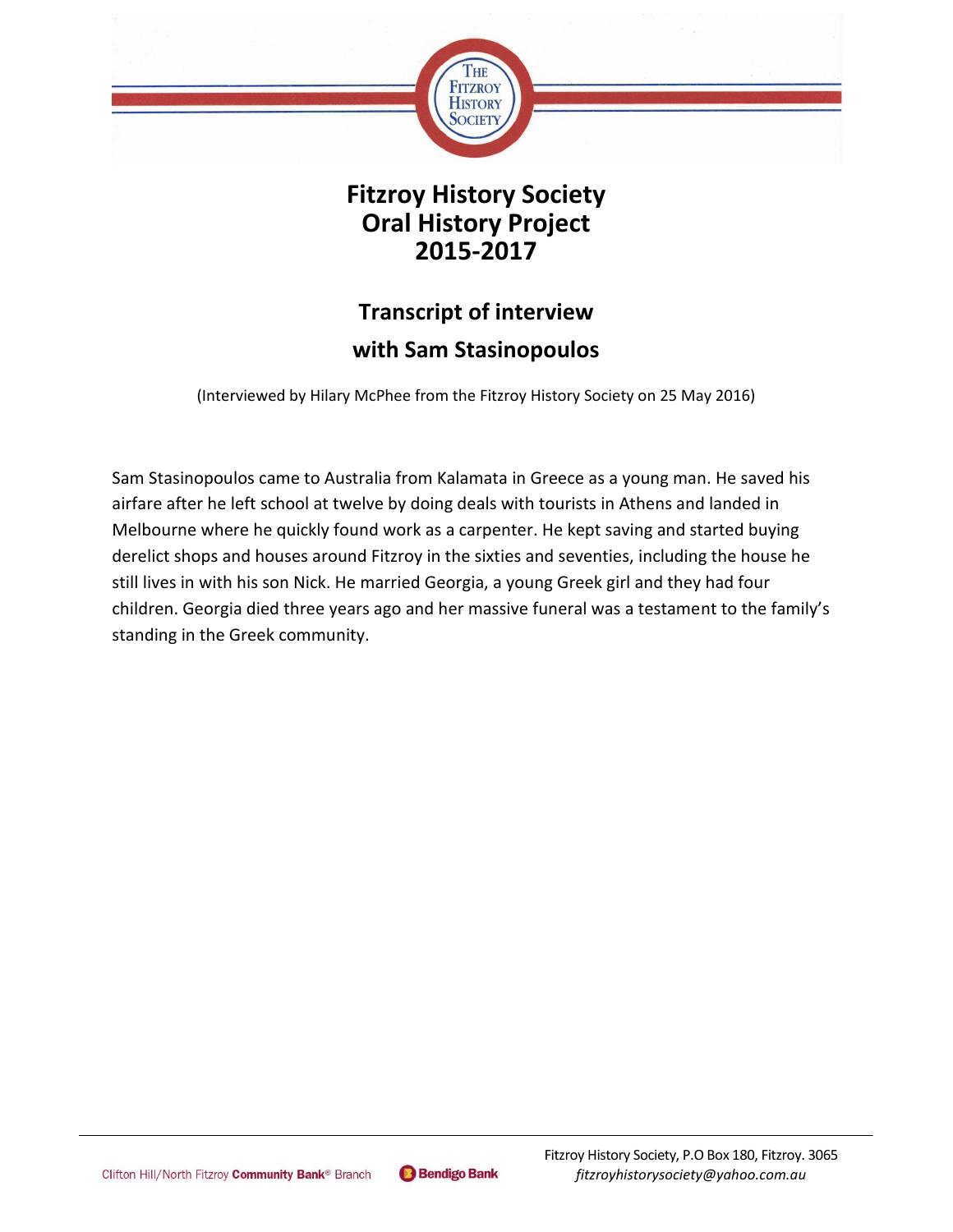# Fitzroy History Society
# Oral History Project
# 2015-2017

## Transcript of interview
## with Sam Stasinopoulos

(Interviewed by Hilary McPhee from the Fitzroy History Society on 25 May 2016)

Sam Stasinopoulos came to Australia from Kalamata in Greece as a young man. He saved his airfare after he left school at twelve by doing deals with tourists in Athens and landed in Melbourne where he quickly found work as a carpenter. He kept saving and started buying derelict shops and houses around Fitzroy in the sixties and seventies, including the house he still lives in with his son Nick. He married Georgia, a young Greek girl and they had four children. Georgia died three years ago and her massive funeral was a testament to the family's standing in the Greek community.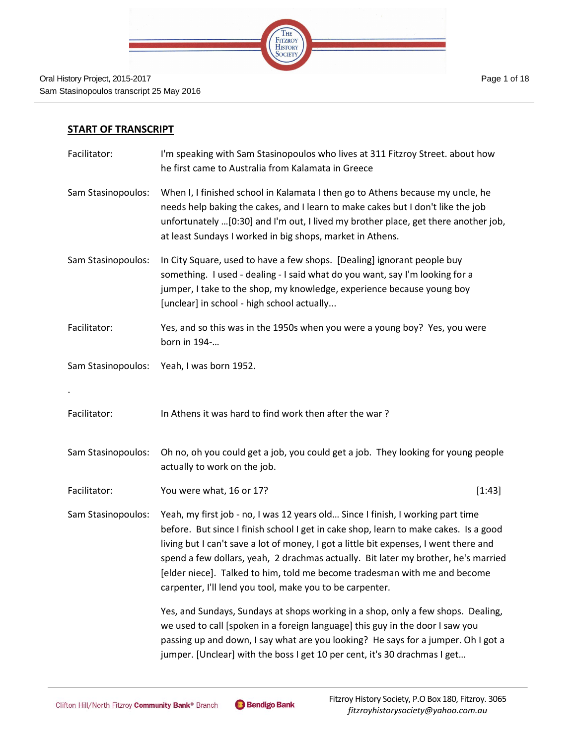## START OF TRANSCRIPT

| | |
|---|---|
| Facilitator: | I'm speaking with Sam Stasinopoulos who lives at 311 Fitzroy Street. about how he first came to Australia from Kalamata in Greece |
| Sam Stasinopoulos: | When I, I finished school in Kalamata I then go to Athens because my uncle, he needs help baking the cakes, and I learn to make cakes but I don't like the job unfortunately …[0:30] and I'm out, I lived my brother place, get there another job, at least Sundays I worked in big shops, market in Athens. |
| Sam Stasinopoulos: | In City Square, used to have a few shops. [Dealing] ignorant people buy something. I used - dealing - I said what do you want, say I'm looking for a jumper, I take to the shop, my knowledge, experience because young boy [unclear] in school - high school actually... |
| Facilitator: | Yes, and so this was in the 1950s when you were a young boy? Yes, you were born in 194-… |
| Sam Stasinopoulos: | Yeah, I was born 1952. |

.

| | |
|---|---|
| Facilitator: | In Athens it was hard to find work then after the war ? |
| Sam Stasinopoulos: | Oh no, oh you could get a job, you could get a job. They looking for young people actually to work on the job. |
| Facilitator: | You were what, 16 or 17? [1:43] |
| Sam Stasinopoulos: | Yeah, my first job - no, I was 12 years old… Since I finish, I working part time before. But since I finish school I get in cake shop, learn to make cakes. Is a good living but I can't save a lot of money, I got a little bit expenses, I went there and spend a few dollars, yeah, 2 drachmas actually. Bit later my brother, he's married [elder niece]. Talked to him, told me become tradesman with me and become carpenter, I'll lend you tool, make you to be carpenter. |
| | Yes, and Sundays, Sundays at shops working in a shop, only a few shops. Dealing, we used to call [spoken in a foreign language] this guy in the door I saw you passing up and down, I say what are you looking? He says for a jumper. Oh I got a jumper. [Unclear] with the boss I get 10 per cent, it's 30 drachmas I get… |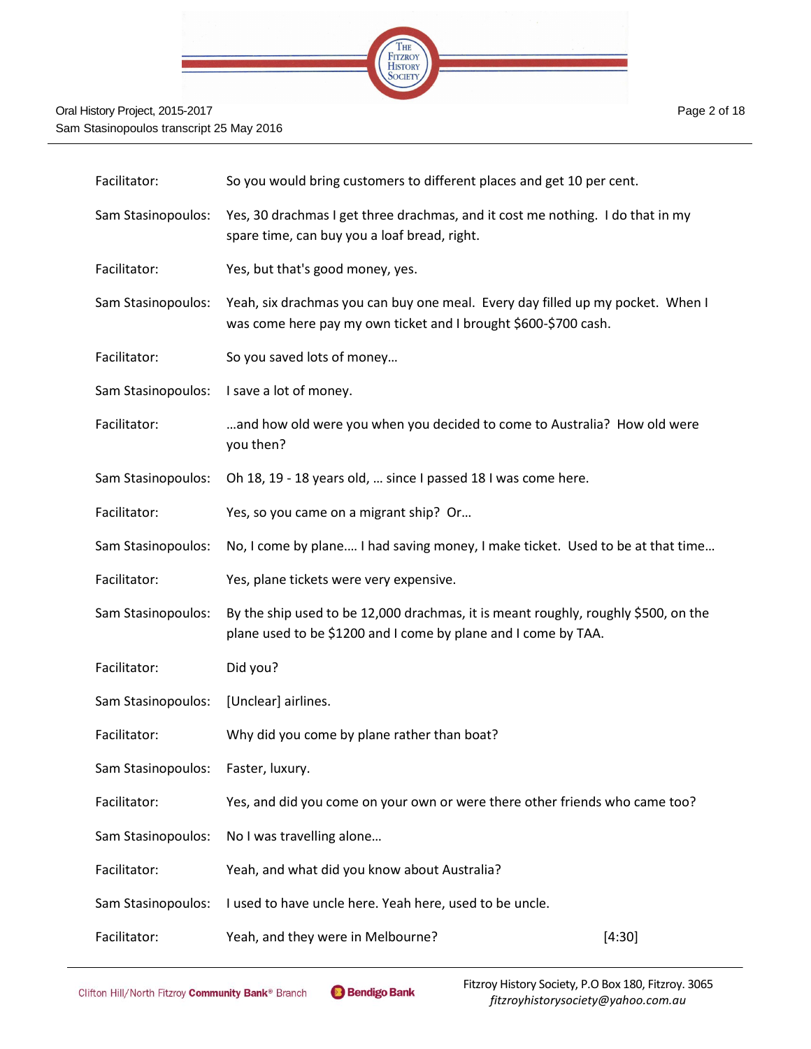Facilitator: So you would bring customers to different places and get 10 per cent.

Sam Stasinopoulos: Yes, 30 drachmas I get three drachmas, and it cost me nothing. I do that in my spare time, can buy you a loaf bread, right.

Facilitator: Yes, but that's good money, yes.

Sam Stasinopoulos: Yeah, six drachmas you can buy one meal. Every day filled up my pocket. When I was come here pay my own ticket and I brought $600-$700 cash.

Facilitator: So you saved lots of money…

Sam Stasinopoulos: I save a lot of money.

Facilitator: …and how old were you when you decided to come to Australia? How old were you then?

Sam Stasinopoulos: Oh 18, 19 - 18 years old, … since I passed 18 I was come here.

Facilitator: Yes, so you came on a migrant ship? Or…

Sam Stasinopoulos: No, I come by plane…. I had saving money, I make ticket. Used to be at that time…

Facilitator: Yes, plane tickets were very expensive.

Sam Stasinopoulos: By the ship used to be 12,000 drachmas, it is meant roughly, roughly $500, on the plane used to be $1200 and I come by plane and I come by TAA.

Facilitator: Did you?

Sam Stasinopoulos: [Unclear] airlines.

Facilitator: Why did you come by plane rather than boat?

Sam Stasinopoulos: Faster, luxury.

Facilitator: Yes, and did you come on your own or were there other friends who came too?

Sam Stasinopoulos: No I was travelling alone…

Facilitator: Yeah, and what did you know about Australia?

Sam Stasinopoulos: I used to have uncle here. Yeah here, used to be uncle.

Facilitator: Yeah, and they were in Melbourne? [4:30]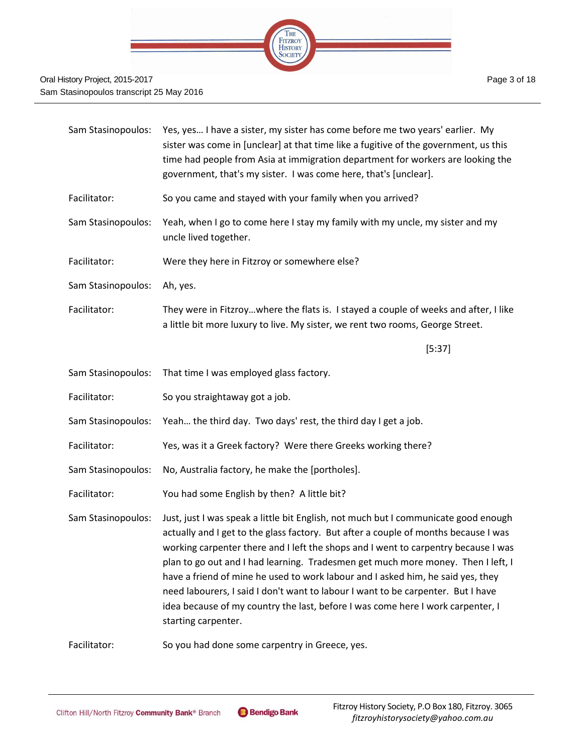Sam Stasinopoulos: Yes, yes… I have a sister, my sister has come before me two years' earlier. My sister was come in [unclear] at that time like a fugitive of the government, us this time had people from Asia at immigration department for workers are looking the government, that's my sister. I was come here, that's [unclear].

Facilitator: So you came and stayed with your family when you arrived?

Sam Stasinopoulos: Yeah, when I go to come here I stay my family with my uncle, my sister and my uncle lived together.

Facilitator: Were they here in Fitzroy or somewhere else?

Sam Stasinopoulos: Ah, yes.

Facilitator: They were in Fitzroy…where the flats is. I stayed a couple of weeks and after, I like a little bit more luxury to live. My sister, we rent two rooms, George Street.

[5:37]

Sam Stasinopoulos: That time I was employed glass factory.

Facilitator: So you straightaway got a job.

Sam Stasinopoulos: Yeah… the third day. Two days' rest, the third day I get a job.

Facilitator: Yes, was it a Greek factory? Were there Greeks working there?

Sam Stasinopoulos: No, Australia factory, he make the [portholes].

Facilitator: You had some English by then? A little bit?

Sam Stasinopoulos: Just, just I was speak a little bit English, not much but I communicate good enough actually and I get to the glass factory. But after a couple of months because I was working carpenter there and I left the shops and I went to carpentry because I was plan to go out and I had learning. Tradesmen get much more money. Then I left, I have a friend of mine he used to work labour and I asked him, he said yes, they need labourers, I said I don't want to labour I want to be carpenter. But I have idea because of my country the last, before I was come here I work carpenter, I starting carpenter.

Facilitator: So you had done some carpentry in Greece, yes.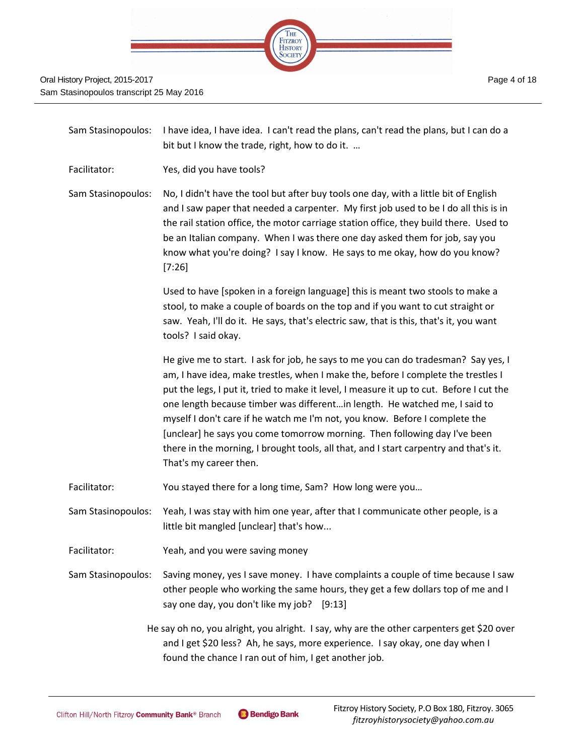Sam Stasinopoulos: I have idea, I have idea. I can't read the plans, can't read the plans, but I can do a bit but I know the trade, right, how to do it. …

Facilitator: Yes, did you have tools?

Sam Stasinopoulos: No, I didn't have the tool but after buy tools one day, with a little bit of English and I saw paper that needed a carpenter. My first job used to be I do all this is in the rail station office, the motor carriage station office, they build there. Used to be an Italian company. When I was there one day asked them for job, say you know what you're doing? I say I know. He says to me okay, how do you know? [7:26]

Used to have [spoken in a foreign language] this is meant two stools to make a stool, to make a couple of boards on the top and if you want to cut straight or saw. Yeah, I'll do it. He says, that's electric saw, that is this, that's it, you want tools? I said okay.

He give me to start. I ask for job, he says to me you can do tradesman? Say yes, I am, I have idea, make trestles, when I make the, before I complete the trestles I put the legs, I put it, tried to make it level, I measure it up to cut. Before I cut the one length because timber was different…in length. He watched me, I said to myself I don't care if he watch me I'm not, you know. Before I complete the [unclear] he says you come tomorrow morning. Then following day I've been there in the morning, I brought tools, all that, and I start carpentry and that's it. That's my career then.

Facilitator: You stayed there for a long time, Sam? How long were you…

Sam Stasinopoulos: Yeah, I was stay with him one year, after that I communicate other people, is a little bit mangled [unclear] that's how...

Facilitator: Yeah, and you were saving money

Sam Stasinopoulos: Saving money, yes I save money. I have complaints a couple of time because I saw other people who working the same hours, they get a few dollars top of me and I say one day, you don't like my job? [9:13]

He say oh no, you alright, you alright. I say, why are the other carpenters get $20 over and I get $20 less? Ah, he says, more experience. I say okay, one day when I found the chance I ran out of him, I get another job.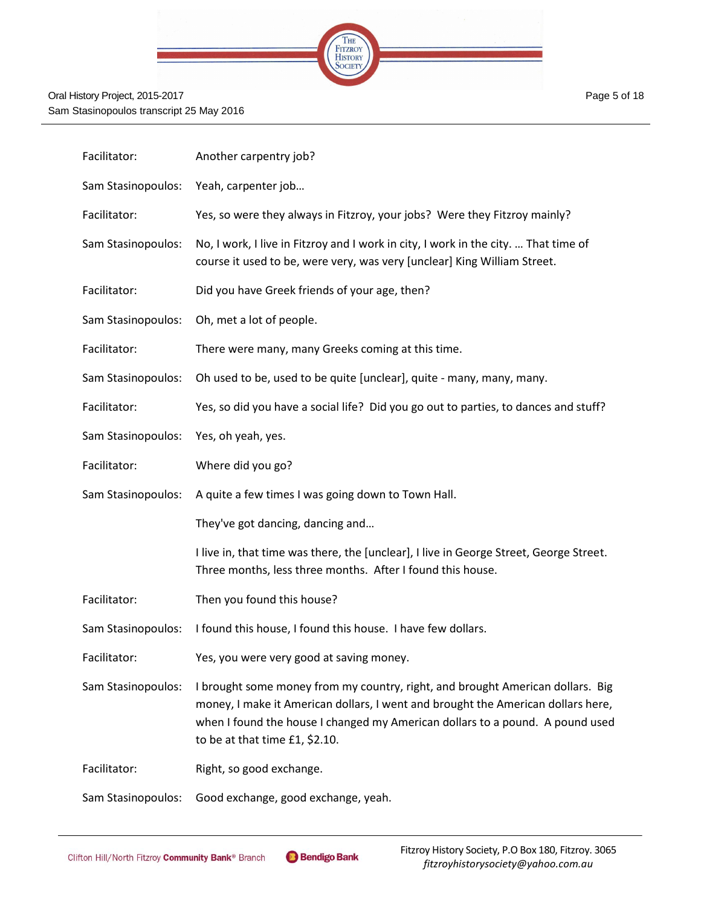| | |
|---|---|
| Facilitator: | Another carpentry job? |
| Sam Stasinopoulos: | Yeah, carpenter job… |
| Facilitator: | Yes, so were they always in Fitzroy, your jobs? Were they Fitzroy mainly? |
| Sam Stasinopoulos: | No, I work, I live in Fitzroy and I work in city, I work in the city. … That time of course it used to be, were very, was very [unclear] King William Street. |
| Facilitator: | Did you have Greek friends of your age, then? |
| Sam Stasinopoulos: | Oh, met a lot of people. |
| Facilitator: | There were many, many Greeks coming at this time. |
| Sam Stasinopoulos: | Oh used to be, used to be quite [unclear], quite - many, many, many. |
| Facilitator: | Yes, so did you have a social life? Did you go out to parties, to dances and stuff? |
| Sam Stasinopoulos: | Yes, oh yeah, yes. |
| Facilitator: | Where did you go? |
| Sam Stasinopoulos: | A quite a few times I was going down to Town Hall.<br><br>They've got dancing, dancing and…<br><br>I live in, that time was there, the [unclear], I live in George Street, George Street. Three months, less three months. After I found this house. |
| Facilitator: | Then you found this house? |
| Sam Stasinopoulos: | I found this house, I found this house. I have few dollars. |
| Facilitator: | Yes, you were very good at saving money. |
| Sam Stasinopoulos: | I brought some money from my country, right, and brought American dollars. Big money, I make it American dollars, I went and brought the American dollars here, when I found the house I changed my American dollars to a pound. A pound used to be at that time £1, $2.10. |
| Facilitator: | Right, so good exchange. |
| Sam Stasinopoulos: | Good exchange, good exchange, yeah. |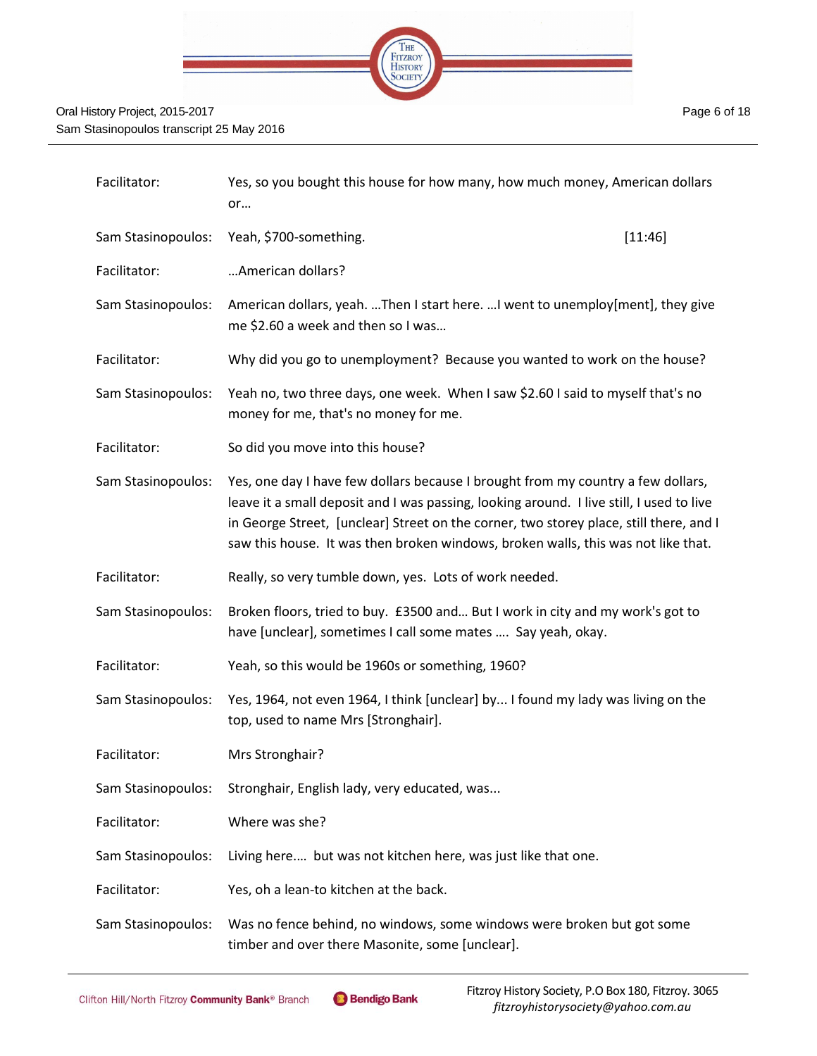| | |
|---|---|
| Facilitator: | Yes, so you bought this house for how many, how much money, American dollars or… |
| Sam Stasinopoulos: | Yeah, $700-something. [11:46] |
| Facilitator: | …American dollars? |
| Sam Stasinopoulos: | American dollars, yeah. …Then I start here. …I went to unemploy[ment], they give me $2.60 a week and then so I was… |
| Facilitator: | Why did you go to unemployment? Because you wanted to work on the house? |
| Sam Stasinopoulos: | Yeah no, two three days, one week. When I saw $2.60 I said to myself that's no money for me, that's no money for me. |
| Facilitator: | So did you move into this house? |
| Sam Stasinopoulos: | Yes, one day I have few dollars because I brought from my country a few dollars, leave it a small deposit and I was passing, looking around. I live still, I used to live in George Street, [unclear] Street on the corner, two storey place, still there, and I saw this house. It was then broken windows, broken walls, this was not like that. |
| Facilitator: | Really, so very tumble down, yes. Lots of work needed. |
| Sam Stasinopoulos: | Broken floors, tried to buy. £3500 and… But I work in city and my work's got to have [unclear], sometimes I call some mates …. Say yeah, okay. |
| Facilitator: | Yeah, so this would be 1960s or something, 1960? |
| Sam Stasinopoulos: | Yes, 1964, not even 1964, I think [unclear] by... I found my lady was living on the top, used to name Mrs [Stronghair]. |
| Facilitator: | Mrs Stronghair? |
| Sam Stasinopoulos: | Stronghair, English lady, very educated, was... |
| Facilitator: | Where was she? |
| Sam Stasinopoulos: | Living here…. but was not kitchen here, was just like that one. |
| Facilitator: | Yes, oh a lean-to kitchen at the back. |
| Sam Stasinopoulos: | Was no fence behind, no windows, some windows were broken but got some timber and over there Masonite, some [unclear]. |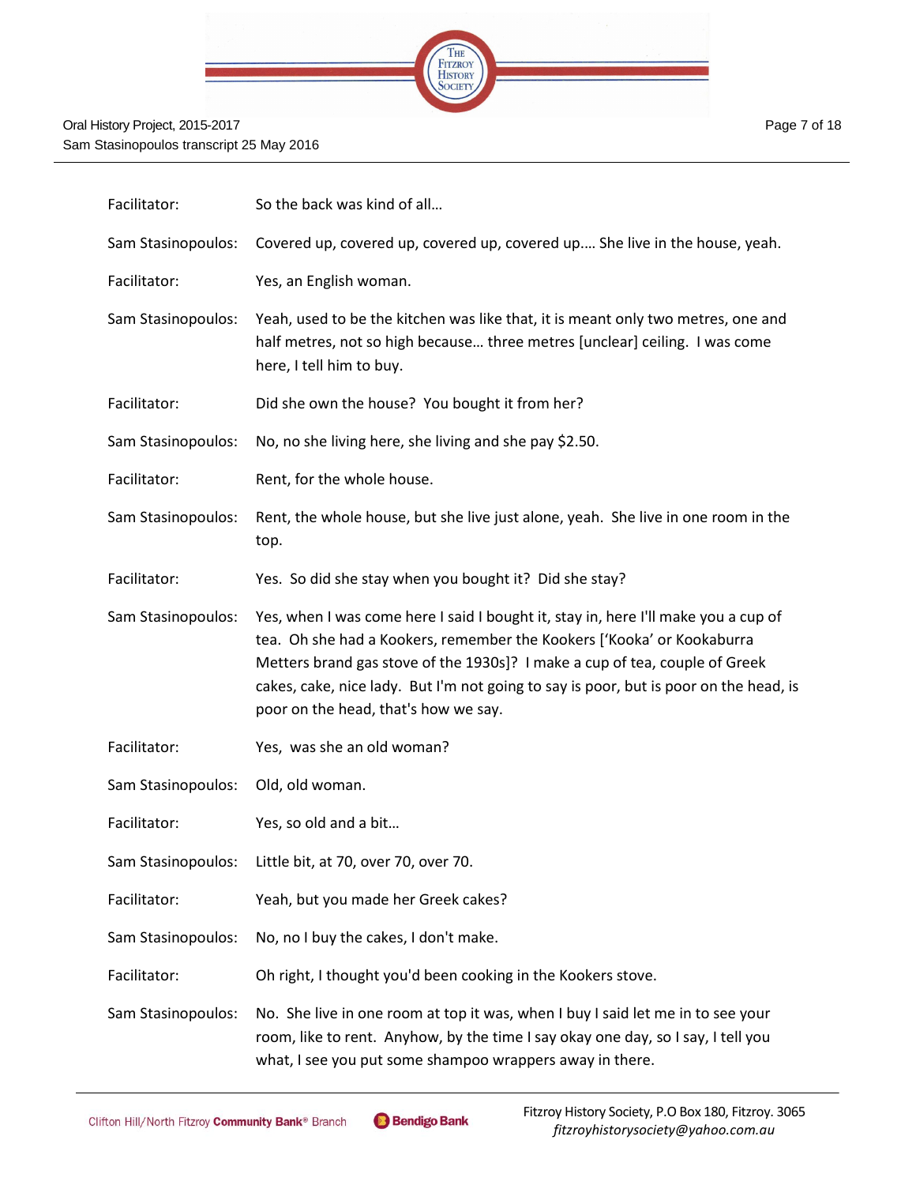Facitator: So the back was kind of all…

Sam Stasinopoulos: Covered up, covered up, covered up, covered up…. She live in the house, yeah.

Facilitator: Yes, an English woman.

Sam Stasinopoulos: Yeah, used to be the kitchen was like that, it is meant only two metres, one and half metres, not so high because… three metres [unclear] ceiling. I was come here, I tell him to buy.

Facilitator: Did she own the house? You bought it from her?

Sam Stasinopoulos: No, no she living here, she living and she pay $2.50.

Facilitator: Rent, for the whole house.

Sam Stasinopoulos: Rent, the whole house, but she live just alone, yeah. She live in one room in the top.

Facilitator: Yes. So did she stay when you bought it? Did she stay?

Sam Stasinopoulos: Yes, when I was come here I said I bought it, stay in, here I'll make you a cup of tea. Oh she had a Kookers, remember the Kookers ['Kooka' or Kookaburra Metters brand gas stove of the 1930s]? I make a cup of tea, couple of Greek cakes, cake, nice lady. But I'm not going to say is poor, but is poor on the head, is poor on the head, that's how we say.

Facilitator: Yes, was she an old woman?

Sam Stasinopoulos: Old, old woman.

Facilitator: Yes, so old and a bit…

Sam Stasinopoulos: Little bit, at 70, over 70, over 70.

Facilitator: Yeah, but you made her Greek cakes?

Sam Stasinopoulos: No, no I buy the cakes, I don't make.

Facilitator: Oh right, I thought you'd been cooking in the Kookers stove.

Sam Stasinopoulos: No. She live in one room at top it was, when I buy I said let me in to see your room, like to rent. Anyhow, by the time I say okay one day, so I say, I tell you what, I see you put some shampoo wrappers away in there.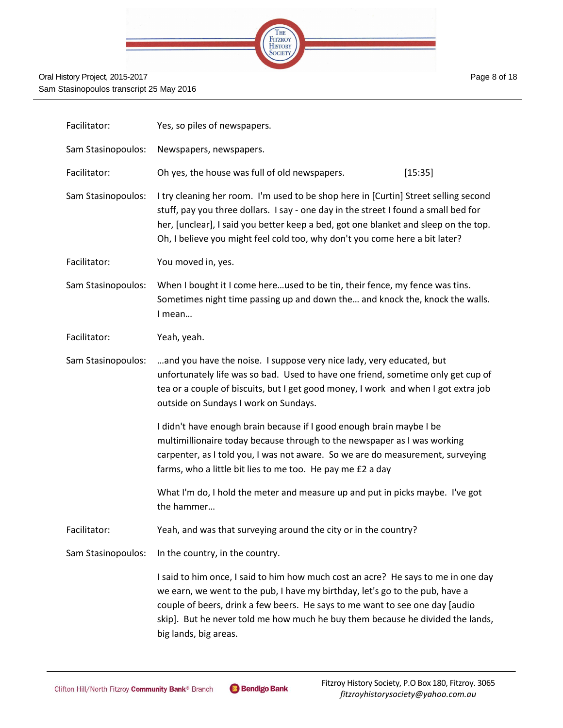| | |
|---|---|
| Facilitator: | Yes, so piles of newspapers. |
| Sam Stasinopoulos: | Newspapers, newspapers. |
| Facilitator: | Oh yes, the house was full of old newspapers. [15:35] |
| Sam Stasinopoulos: | I try cleaning her room. I'm used to be shop here in [Curtin] Street selling second stuff, pay you three dollars. I say - one day in the street I found a small bed for her, [unclear], I said you better keep a bed, got one blanket and sleep on the top. Oh, I believe you might feel cold too, why don't you come here a bit later? |
| Facilitator: | You moved in, yes. |
| Sam Stasinopoulos: | When I bought it I come here…used to be tin, their fence, my fence was tins. Sometimes night time passing up and down the… and knock the, knock the walls. I mean… |
| Facilitator: | Yeah, yeah. |
| Sam Stasinopoulos: | …and you have the noise. I suppose very nice lady, very educated, but unfortunately life was so bad. Used to have one friend, sometime only get cup of tea or a couple of biscuits, but I get good money, I work and when I got extra job outside on Sundays I work on Sundays.<br><br>I didn't have enough brain because if I good enough brain maybe I be multimillionaire today because through to the newspaper as I was working carpenter, as I told you, I was not aware. So we are do measurement, surveying farms, who a little bit lies to me too. He pay me £2 a day<br><br>What I'm do, I hold the meter and measure up and put in picks maybe. I've got the hammer… |
| Facilitator: | Yeah, and was that surveying around the city or in the country? |
| Sam Stasinopoulos: | In the country, in the country.<br><br>I said to him once, I said to him how much cost an acre? He says to me in one day we earn, we went to the pub, I have my birthday, let's go to the pub, have a couple of beers, drink a few beers. He says to me want to see one day [audio skip]. But he never told me how much he buy them because he divided the lands, big lands, big areas. |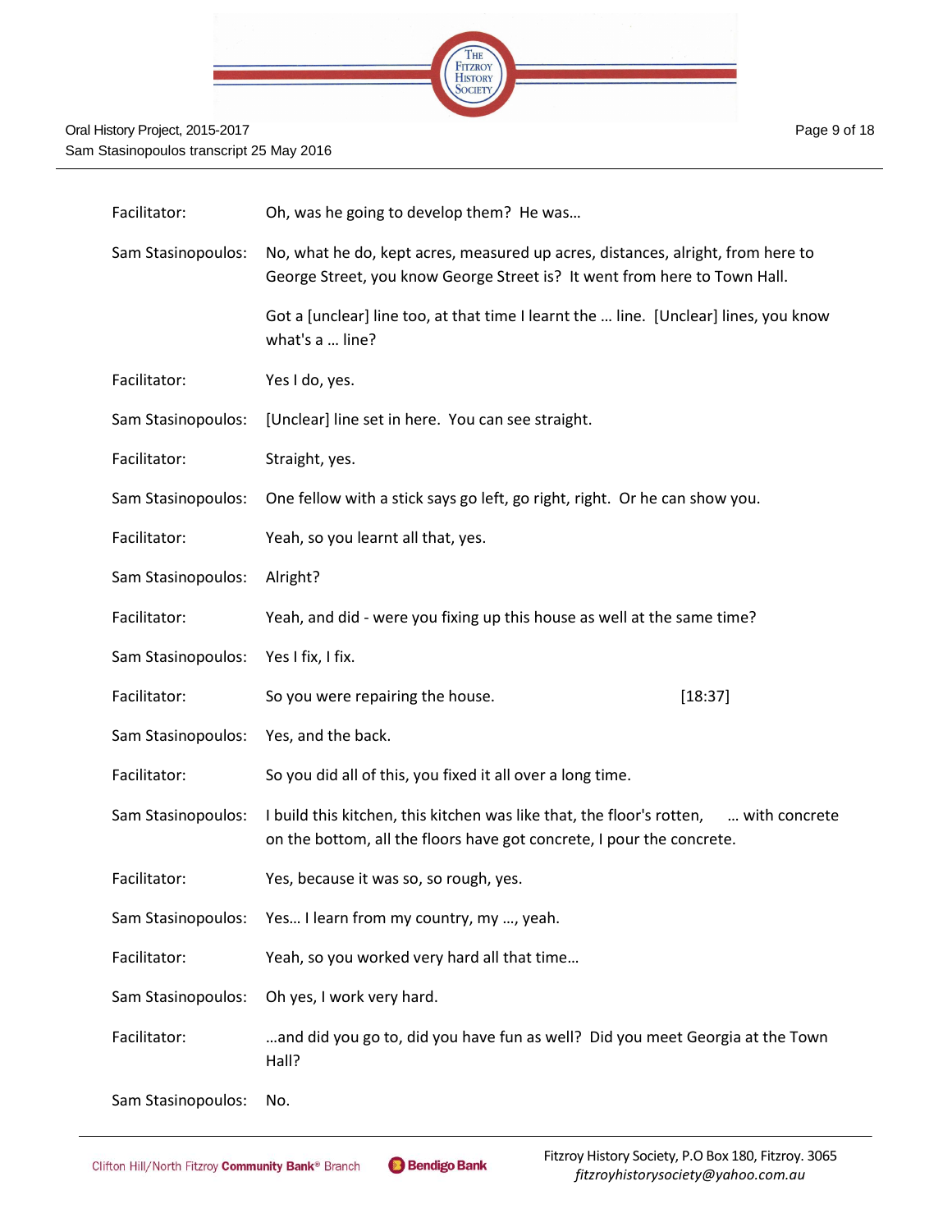| | |
|---|---|
| Facilitator: | Oh, was he going to develop them? He was… |
| Sam Stasinopoulos: | No, what he do, kept acres, measured up acres, distances, alright, from here to George Street, you know George Street is? It went from here to Town Hall. |
| | Got a [unclear] line too, at that time I learnt the … line. [Unclear] lines, you know what's a … line? |
| Facilitator: | Yes I do, yes. |
| Sam Stasinopoulos: | [Unclear] line set in here. You can see straight. |
| Facilitator: | Straight, yes. |
| Sam Stasinopoulos: | One fellow with a stick says go left, go right, right. Or he can show you. |
| Facilitator: | Yeah, so you learnt all that, yes. |
| Sam Stasinopoulos: | Alright? |
| Facilitator: | Yeah, and did - were you fixing up this house as well at the same time? |
| Sam Stasinopoulos: | Yes I fix, I fix. |
| Facilitator: | So you were repairing the house. [18:37] |
| Sam Stasinopoulos: | Yes, and the back. |
| Facilitator: | So you did all of this, you fixed it all over a long time. |
| Sam Stasinopoulos: | I build this kitchen, this kitchen was like that, the floor's rotten, … with concrete on the bottom, all the floors have got concrete, I pour the concrete. |
| Facilitator: | Yes, because it was so, so rough, yes. |
| Sam Stasinopoulos: | Yes… I learn from my country, my …, yeah. |
| Facilitator: | Yeah, so you worked very hard all that time… |
| Sam Stasinopoulos: | Oh yes, I work very hard. |
| Facilitator: | …and did you go to, did you have fun as well? Did you meet Georgia at the Town Hall? |
| Sam Stasinopoulos: | No. |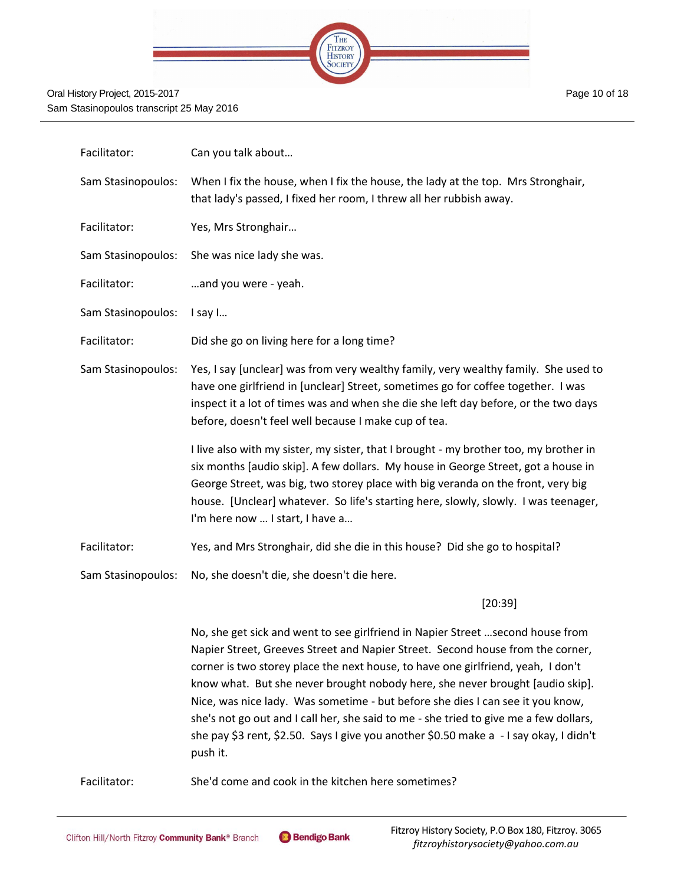Facilitator: Can you talk about…

Sam Stasinopoulos: When I fix the house, when I fix the house, the lady at the top. Mrs Stronghair, that lady's passed, I fixed her room, I threw all her rubbish away.

Facilitator: Yes, Mrs Stronghair…

Sam Stasinopoulos: She was nice lady she was.

Facilitator: …and you were - yeah.

Sam Stasinopoulos: I say I…

Facilitator: Did she go on living here for a long time?

Sam Stasinopoulos: Yes, I say [unclear] was from very wealthy family, very wealthy family. She used to have one girlfriend in [unclear] Street, sometimes go for coffee together. I was inspect it a lot of times was and when she die she left day before, or the two days before, doesn't feel well because I make cup of tea.

I live also with my sister, my sister, that I brought - my brother too, my brother in six months [audio skip]. A few dollars. My house in George Street, got a house in George Street, was big, two storey place with big veranda on the front, very big house. [Unclear] whatever. So life's starting here, slowly, slowly. I was teenager, I'm here now … I start, I have a…

Facilitator: Yes, and Mrs Stronghair, did she die in this house? Did she go to hospital?

Sam Stasinopoulos: No, she doesn't die, she doesn't die here.

[20:39]

No, she get sick and went to see girlfriend in Napier Street …second house from Napier Street, Greeves Street and Napier Street. Second house from the corner, corner is two storey place the next house, to have one girlfriend, yeah, I don't know what. But she never brought nobody here, she never brought [audio skip]. Nice, was nice lady. Was sometime - but before she dies I can see it you know, she's not go out and I call her, she said to me - she tried to give me a few dollars, she pay $3 rent, $2.50. Says I give you another $0.50 make a - I say okay, I didn't push it.

Facilitator: She'd come and cook in the kitchen here sometimes?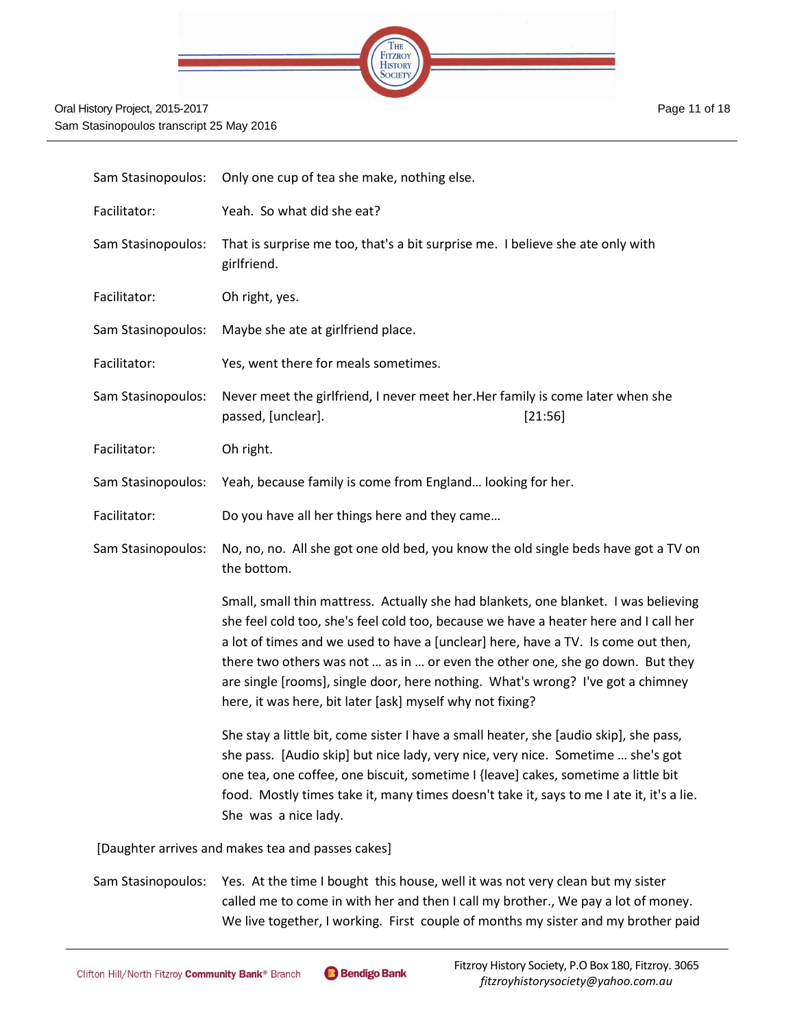| | |
|---|---|
| Sam Stasinopoulos: | Only one cup of tea she make, nothing else. |
| Facilitator: | Yeah. So what did she eat? |
| Sam Stasinopoulos: | That is surprise me too, that's a bit surprise me. I believe she ate only with girlfriend. |
| Facilitator: | Oh right, yes. |
| Sam Stasinopoulos: | Maybe she ate at girlfriend place. |
| Facilitator: | Yes, went there for meals sometimes. |
| Sam Stasinopoulos: | Never meet the girlfriend, I never meet her.Her family is come later when she passed, [unclear]. [21:56] |
| Facilitator: | Oh right. |
| Sam Stasinopoulos: | Yeah, because family is come from England… looking for her. |
| Facilitator: | Do you have all her things here and they came… |
| Sam Stasinopoulos: | No, no, no. All she got one old bed, you know the old single beds have got a TV on the bottom. |

Small, small thin mattress. Actually she had blankets, one blanket. I was believing she feel cold too, she's feel cold too, because we have a heater here and I call her a lot of times and we used to have a [unclear] here, have a TV. Is come out then, there two others was not … as in … or even the other one, she go down. But they are single [rooms], single door, here nothing. What's wrong? I've got a chimney here, it was here, bit later [ask] myself why not fixing?

She stay a little bit, come sister I have a small heater, she [audio skip], she pass, she pass. [Audio skip] but nice lady, very nice, very nice. Sometime … she's got one tea, one coffee, one biscuit, sometime I {leave] cakes, sometime a little bit food. Mostly times take it, many times doesn't take it, says to me I ate it, it's a lie. She was a nice lady.

[Daughter arrives and makes tea and passes cakes]

| | |
|---|---|
| Sam Stasinopoulos: | Yes. At the time I bought this house, well it was not very clean but my sister called me to come in with her and then I call my brother., We pay a lot of money. We live together, I working. First couple of months my sister and my brother paid |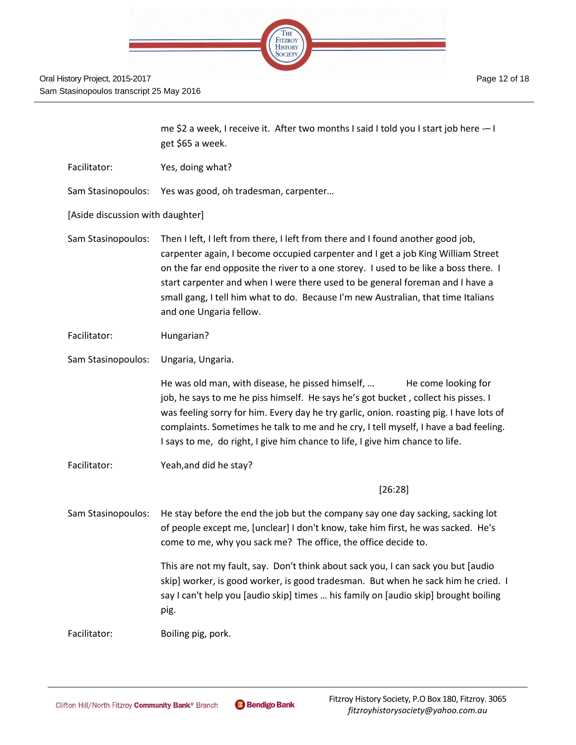me $2 a week, I receive it. After two months I said I told you I start job here -– I get $65 a week.

Facilitator: Yes, doing what?

Sam Stasinopoulos: Yes was good, oh tradesman, carpenter…

[Aside discussion with daughter]

Sam Stasinopoulos: Then I left, I left from there, I left from there and I found another good job, carpenter again, I become occupied carpenter and I get a job King William Street on the far end opposite the river to a one storey. I used to be like a boss there. I start carpenter and when I were there used to be general foreman and I have a small gang, I tell him what to do. Because I'm new Australian, that time Italians and one Ungaria fellow.

Facilitator: Hungarian?

Sam Stasinopoulos: Ungaria, Ungaria.

He was old man, with disease, he pissed himself, … He come looking for job, he says to me he piss himself. He says he's got bucket , collect his pisses. I was feeling sorry for him. Every day he try garlic, onion. roasting pig. I have lots of complaints. Sometimes he talk to me and he cry, I tell myself, I have a bad feeling. I says to me, do right, I give him chance to life, I give him chance to life.

Facilitator: Yeah,and did he stay?

[26:28]

Sam Stasinopoulos: He stay before the end the job but the company say one day sacking, sacking lot of people except me, [unclear] I don't know, take him first, he was sacked. He's come to me, why you sack me? The office, the office decide to.

This are not my fault, say. Don't think about sack you, I can sack you but [audio skip] worker, is good worker, is good tradesman. But when he sack him he cried. I say I can't help you [audio skip] times … his family on [audio skip] brought boiling pig.

Facilitator: Boiling pig, pork.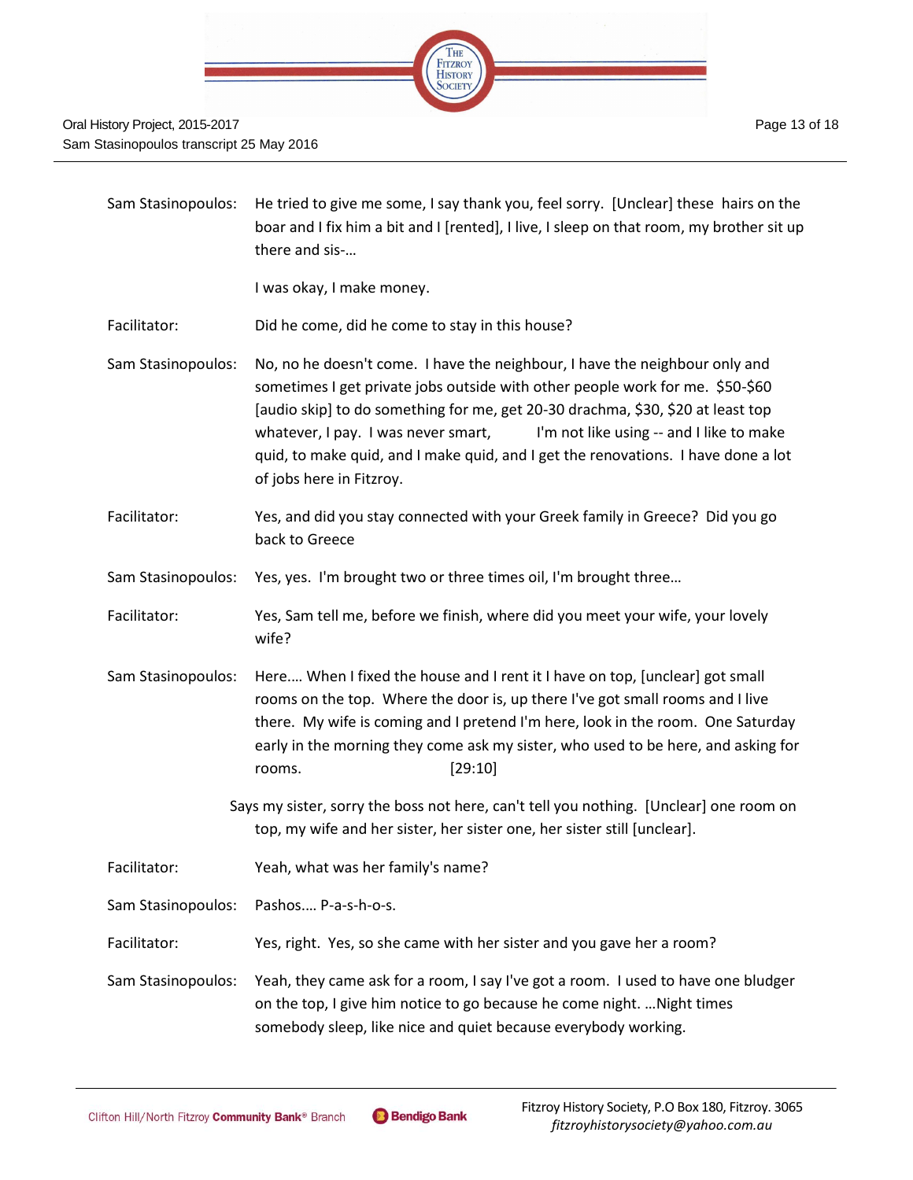Sam Stasinopoulos: He tried to give me some, I say thank you, feel sorry. [Unclear] these hairs on the boar and I fix him a bit and I [rented], I live, I sleep on that room, my brother sit up there and sis-…

I was okay, I make money.

Facilitator: Did he come, did he come to stay in this house?

Sam Stasinopoulos: No, no he doesn't come. I have the neighbour, I have the neighbour only and sometimes I get private jobs outside with other people work for me. $50-$60 [audio skip] to do something for me, get 20-30 drachma, $30, $20 at least top whatever, I pay. I was never smart, I'm not like using -- and I like to make quid, to make quid, and I make quid, and I get the renovations. I have done a lot of jobs here in Fitzroy.

Facilitator: Yes, and did you stay connected with your Greek family in Greece? Did you go back to Greece

Sam Stasinopoulos: Yes, yes. I'm brought two or three times oil, I'm brought three…

Facilitator: Yes, Sam tell me, before we finish, where did you meet your wife, your lovely wife?

Sam Stasinopoulos: Here…. When I fixed the house and I rent it I have on top, [unclear] got small rooms on the top. Where the door is, up there I've got small rooms and I live there. My wife is coming and I pretend I'm here, look in the room. One Saturday early in the morning they come ask my sister, who used to be here, and asking for rooms. [29:10]

Says my sister, sorry the boss not here, can't tell you nothing. [Unclear] one room on top, my wife and her sister, her sister one, her sister still [unclear].

Facilitator: Yeah, what was her family's name?

Sam Stasinopoulos: Pashos…. P-a-s-h-o-s.

Facilitator: Yes, right. Yes, so she came with her sister and you gave her a room?

Sam Stasinopoulos: Yeah, they came ask for a room, I say I've got a room. I used to have one bludger on the top, I give him notice to go because he come night. …Night times somebody sleep, like nice and quiet because everybody working.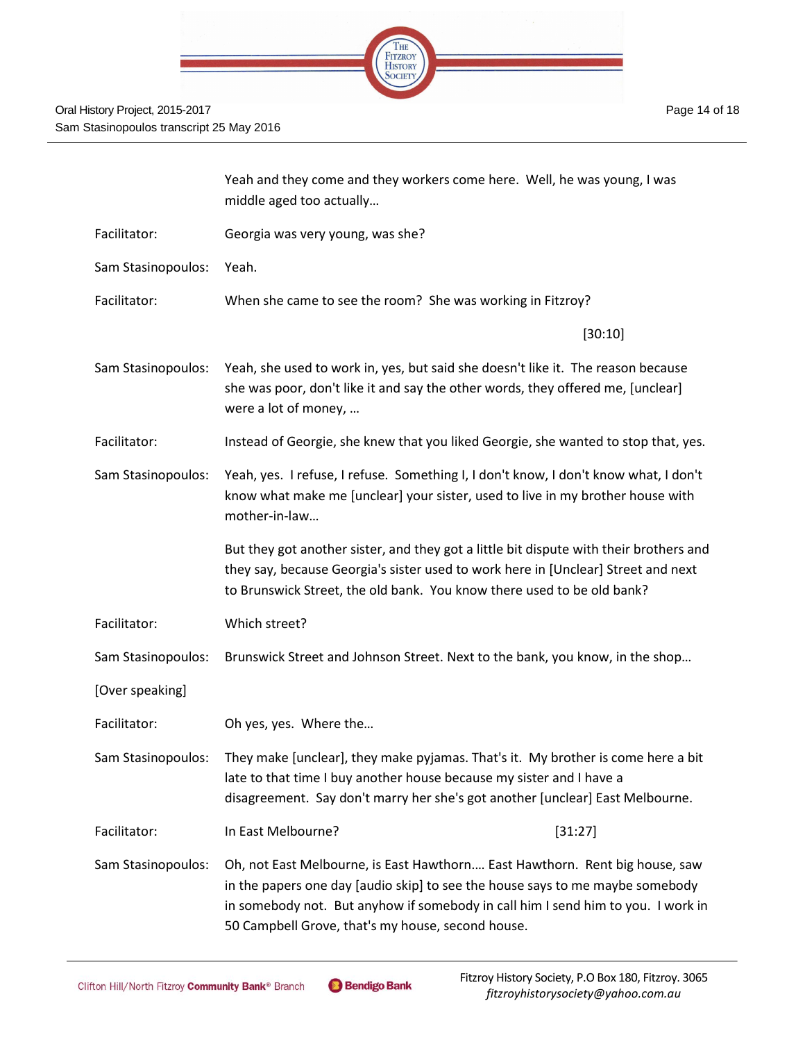Yeah and they come and they workers come here. Well, he was young, I was middle aged too actually…

Facilitator: Georgia was very young, was she?

Sam Stasinopoulos: Yeah.

Facilitator: When she came to see the room? She was working in Fitzroy?

[30:10]

Sam Stasinopoulos: Yeah, she used to work in, yes, but said she doesn't like it. The reason because she was poor, don't like it and say the other words, they offered me, [unclear] were a lot of money, …

Facilitator: Instead of Georgie, she knew that you liked Georgie, she wanted to stop that, yes.

Sam Stasinopoulos: Yeah, yes. I refuse, I refuse. Something I, I don't know, I don't know what, I don't know what make me [unclear] your sister, used to live in my brother house with mother-in-law…

But they got another sister, and they got a little bit dispute with their brothers and they say, because Georgia's sister used to work here in [Unclear] Street and next to Brunswick Street, the old bank. You know there used to be old bank?

Facilitator: Which street?

Sam Stasinopoulos: Brunswick Street and Johnson Street. Next to the bank, you know, in the shop…

[Over speaking]

Facilitator: Oh yes, yes. Where the…

Sam Stasinopoulos: They make [unclear], they make pyjamas. That's it. My brother is come here a bit late to that time I buy another house because my sister and I have a disagreement. Say don't marry her she's got another [unclear] East Melbourne.

Facilitator: In East Melbourne? [31:27]

Sam Stasinopoulos: Oh, not East Melbourne, is East Hawthorn…. East Hawthorn. Rent big house, saw in the papers one day [audio skip] to see the house says to me maybe somebody in somebody not. But anyhow if somebody in call him I send him to you. I work in 50 Campbell Grove, that's my house, second house.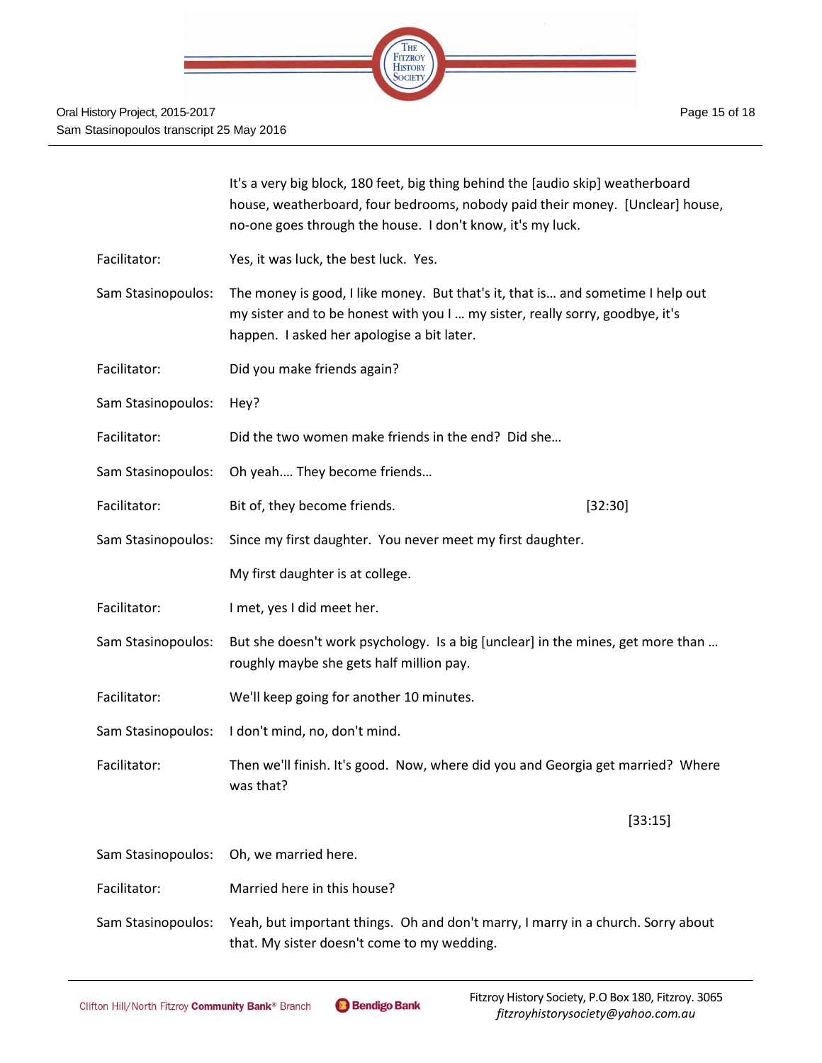It's a very big block, 180 feet, big thing behind the [audio skip] weatherboard house, weatherboard, four bedrooms, nobody paid their money. [Unclear] house, no-one goes through the house. I don't know, it's my luck.

Facilitator: Yes, it was luck, the best luck. Yes.

Sam Stasinopoulos: The money is good, I like money. But that's it, that is… and sometime I help out my sister and to be honest with you I … my sister, really sorry, goodbye, it's happen. I asked her apologise a bit later.

Facilitator: Did you make friends again?

Sam Stasinopoulos: Hey?

Facilitator: Did the two women make friends in the end? Did she…

Sam Stasinopoulos: Oh yeah…. They become friends…

Facilitator: Bit of, they become friends. [32:30]

Sam Stasinopoulos: Since my first daughter. You never meet my first daughter.

My first daughter is at college.

Facilitator: I met, yes I did meet her.

Sam Stasinopoulos: But she doesn't work psychology. Is a big [unclear] in the mines, get more than … roughly maybe she gets half million pay.

Facilitator: We'll keep going for another 10 minutes.

Sam Stasinopoulos: I don't mind, no, don't mind.

Facilitator: Then we'll finish. It's good. Now, where did you and Georgia get married? Where was that?

[33:15]

Sam Stasinopoulos: Oh, we married here.

Facilitator: Married here in this house?

Sam Stasinopoulos: Yeah, but important things. Oh and don't marry, I marry in a church. Sorry about that. My sister doesn't come to my wedding.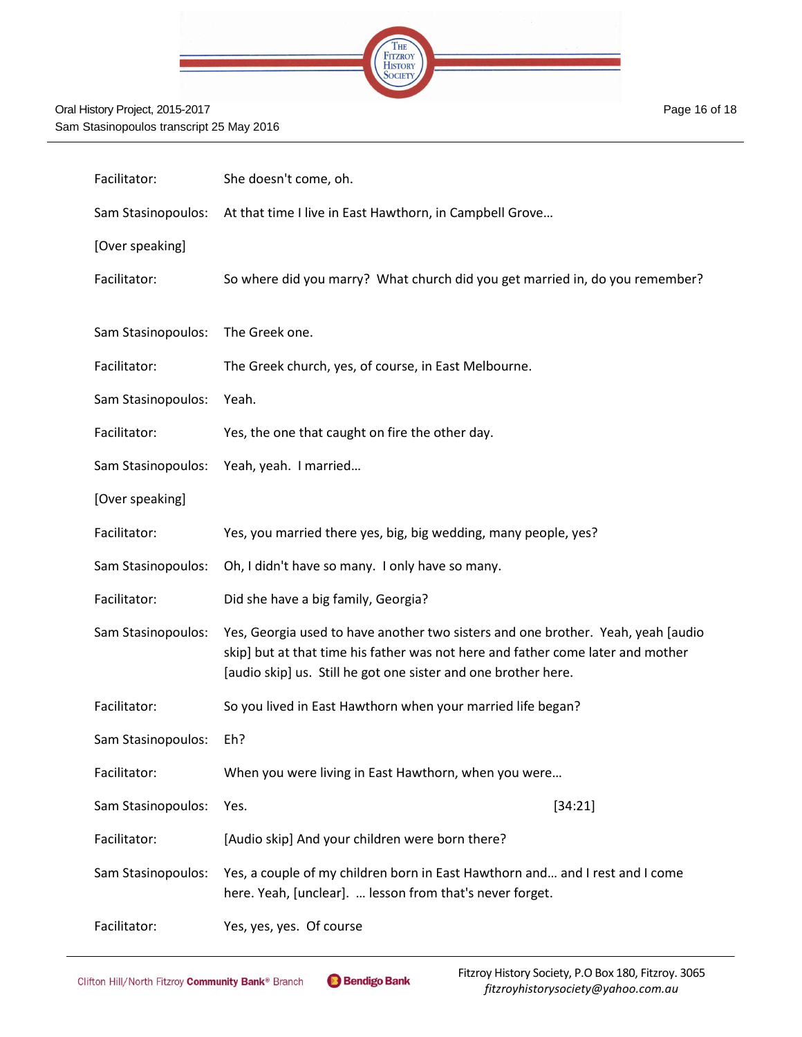Facilitator: She doesn't come, oh.

Sam Stasinopoulos: At that time I live in East Hawthorn, in Campbell Grove…

[Over speaking]

Facilitator: So where did you marry? What church did you get married in, do you remember?

Sam Stasinopoulos: The Greek one.

Facilitator: The Greek church, yes, of course, in East Melbourne.

Sam Stasinopoulos: Yeah.

Facilitator: Yes, the one that caught on fire the other day.

Sam Stasinopoulos: Yeah, yeah. I married…

[Over speaking]

Facilitator: Yes, you married there yes, big, big wedding, many people, yes?

Sam Stasinopoulos: Oh, I didn't have so many. I only have so many.

Facilitator: Did she have a big family, Georgia?

Sam Stasinopoulos: Yes, Georgia used to have another two sisters and one brother. Yeah, yeah [audio skip] but at that time his father was not here and father come later and mother [audio skip] us. Still he got one sister and one brother here.

Facilitator: So you lived in East Hawthorn when your married life began?

Sam Stasinopoulos: Eh?

Facilitator: When you were living in East Hawthorn, when you were…

Sam Stasinopoulos: Yes. [34:21]

Facilitator: [Audio skip] And your children were born there?

Sam Stasinopoulos: Yes, a couple of my children born in East Hawthorn and… and I rest and I come here. Yeah, [unclear]. … lesson from that's never forget.

Facilitator: Yes, yes, yes. Of course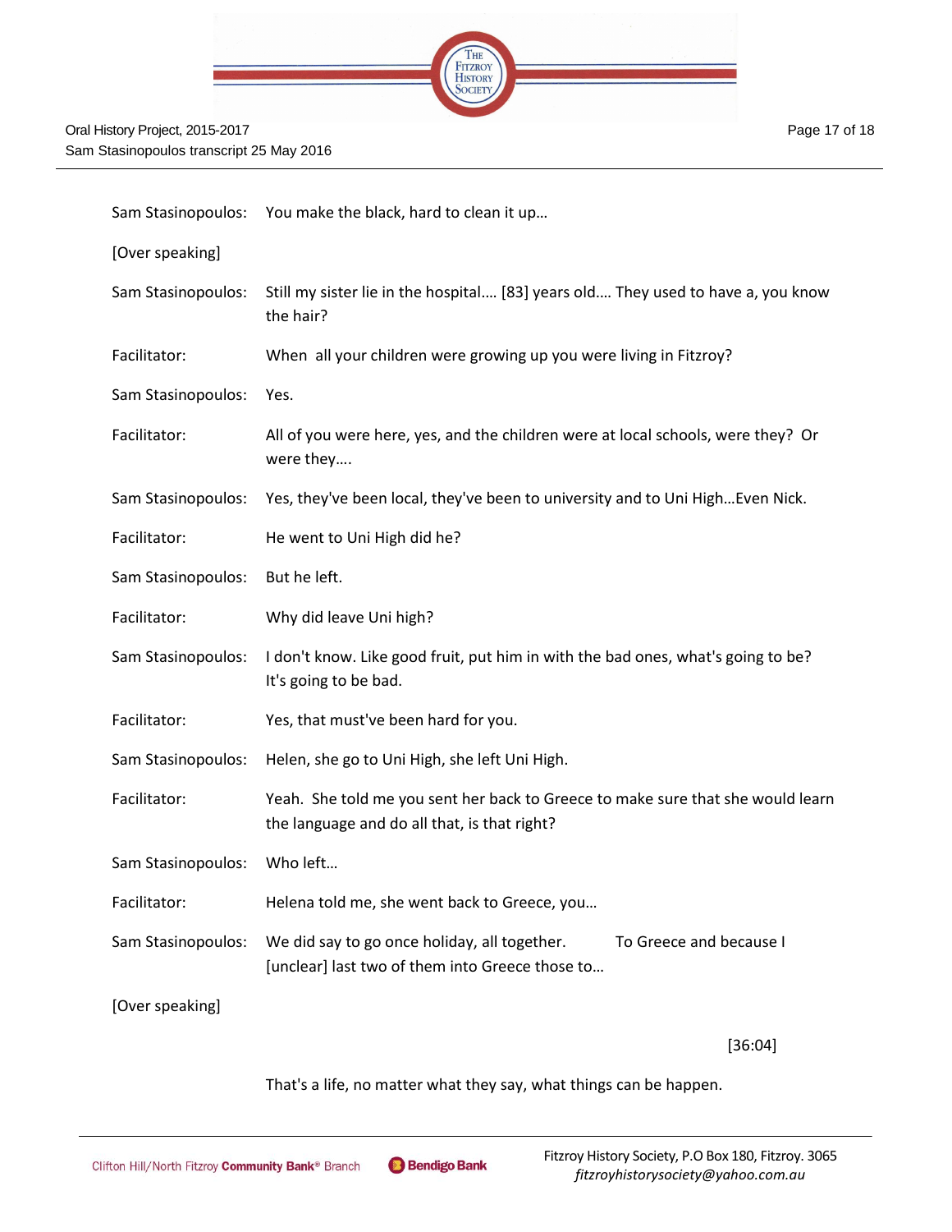Sam Stasinopoulos: You make the black, hard to clean it up…

[Over speaking]

Sam Stasinopoulos: Still my sister lie in the hospital…. [83] years old…. They used to have a, you know the hair?

Facilitator: When all your children were growing up you were living in Fitzroy?

Sam Stasinopoulos: Yes.

Facilitator: All of you were here, yes, and the children were at local schools, were they? Or were they….

Sam Stasinopoulos: Yes, they've been local, they've been to university and to Uni High…Even Nick.

Facilitator: He went to Uni High did he?

Sam Stasinopoulos: But he left.

Facilitator: Why did leave Uni high?

Sam Stasinopoulos: I don't know. Like good fruit, put him in with the bad ones, what's going to be? It's going to be bad.

Facilitator: Yes, that must've been hard for you.

Sam Stasinopoulos: Helen, she go to Uni High, she left Uni High.

Facilitator: Yeah. She told me you sent her back to Greece to make sure that she would learn the language and do all that, is that right?

Sam Stasinopoulos: Who left…

Facilitator: Helena told me, she went back to Greece, you…

Sam Stasinopoulos: We did say to go once holiday, all together. To Greece and because I [unclear] last two of them into Greece those to…

[Over speaking]

[36:04]

That's a life, no matter what they say, what things can be happen.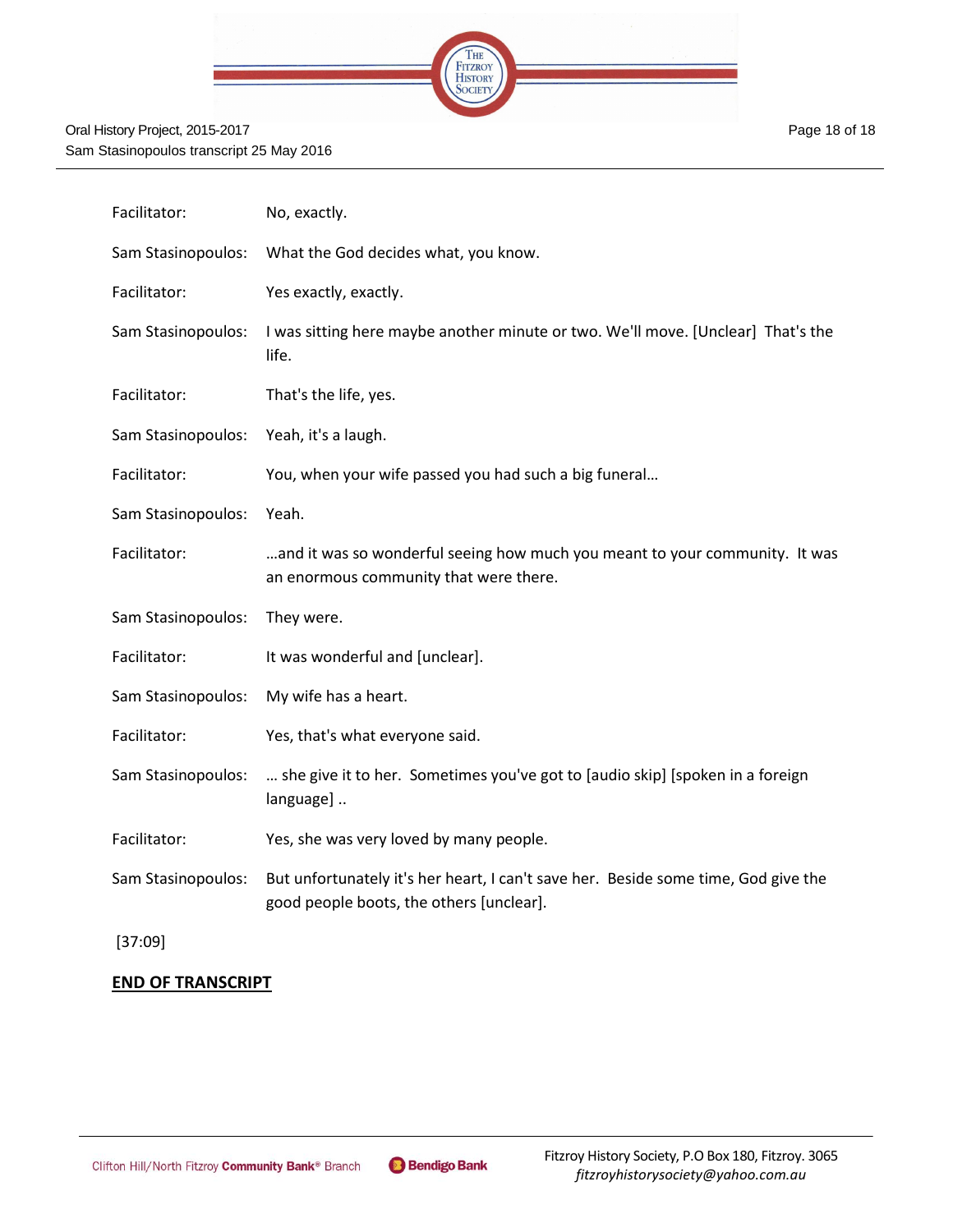Facilitator: No, exactly.

Sam Stasinopoulos: What the God decides what, you know.

Facilitator: Yes exactly, exactly.

Sam Stasinopoulos: I was sitting here maybe another minute or two. We'll move. [Unclear] That's the life.

Facilitator: That's the life, yes.

Sam Stasinopoulos: Yeah, it's a laugh.

Facilitator: You, when your wife passed you had such a big funeral…

Sam Stasinopoulos: Yeah.

Facilitator: …and it was so wonderful seeing how much you meant to your community. It was an enormous community that were there.

Sam Stasinopoulos: They were.

Facilitator: It was wonderful and [unclear].

Sam Stasinopoulos: My wife has a heart.

Facilitator: Yes, that's what everyone said.

Sam Stasinopoulos: … she give it to her. Sometimes you've got to [audio skip] [spoken in a foreign language] ..

Facilitator: Yes, she was very loved by many people.

Sam Stasinopoulos: But unfortunately it's her heart, I can't save her. Beside some time, God give the good people boots, the others [unclear].

[37:09]

**END OF TRANSCRIPT**